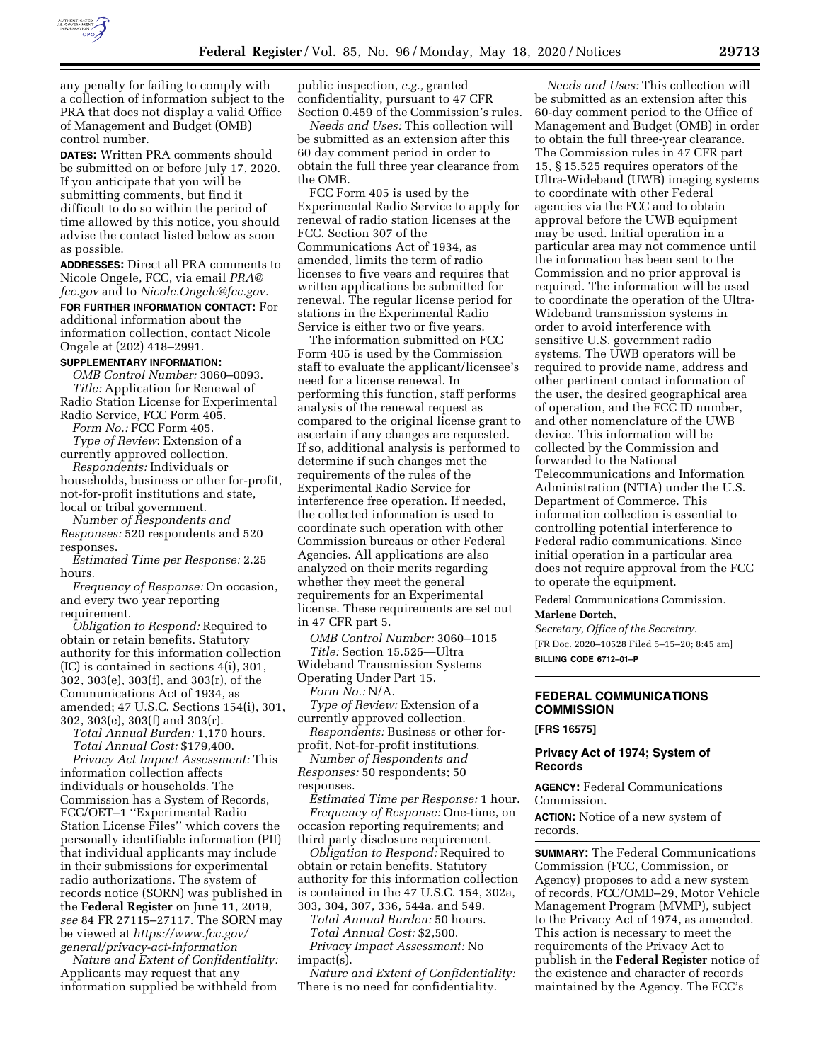any penalty for failing to comply with a collection of information subject to the PRA that does not display a valid Office of Management and Budget (OMB) control number.

**DATES:** Written PRA comments should be submitted on or before July 17, 2020. If you anticipate that you will be submitting comments, but find it difficult to do so within the period of time allowed by this notice, you should advise the contact listed below as soon as possible.

**ADDRESSES:** Direct all PRA comments to Nicole Ongele, FCC, via email *PRA@fcc.gov* and to *Nicole.Ongele@fcc.gov.*

**FOR FURTHER INFORMATION CONTACT:** For additional information about the information collection, contact Nicole Ongele at (202) 418–2991.

**SUPPLEMENTARY INFORMATION:**

*OMB Control Number:* 3060–0093.

*Title:* Application for Renewal of Radio Station License for Experimental Radio Service, FCC Form 405.

*Form No.:* FCC Form 405.

*Type of Review*: Extension of a currently approved collection.

*Respondents:* Individuals or households, business or other for-profit, not-for-profit institutions and state, local or tribal government.

*Number of Respondents and Responses:* 520 respondents and 520 responses.

*Estimated Time per Response:* 2.25 hours.

*Frequency of Response:* On occasion, and every two year reporting requirement.

*Obligation to Respond:* Required to obtain or retain benefits. Statutory authority for this information collection (IC) is contained in sections 4(i), 301, 302, 303(e), 303(f), and 303(r), of the Communications Act of 1934, as amended; 47 U.S.C. Sections 154(i), 301, 302, 303(e), 303(f) and 303(r).

*Total Annual Burden:* 1,170 hours.

*Total Annual Cost:* $179,400.

*Privacy Act Impact Assessment:* This information collection affects individuals or households. The Commission has a System of Records, FCC/OET–1 ''Experimental Radio Station License Files'' which covers the personally identifiable information (PII) that individual applicants may include in their submissions for experimental radio authorizations. The system of records notice (SORN) was published in the **Federal Register** on June 11, 2019, *see* 84 FR 27115–27117. The SORN may be viewed at *https://www.fcc.gov/general/privacy-act-information*

*Nature and Extent of Confidentiality:* Applicants may request that any information supplied be withheld from public inspection, *e.g.,* granted confidentiality, pursuant to 47 CFR Section 0.459 of the Commission's rules.

*Needs and Uses:* This collection will be submitted as an extension after this 60 day comment period in order to obtain the full three year clearance from the OMB.

FCC Form 405 is used by the Experimental Radio Service to apply for renewal of radio station licenses at the FCC. Section 307 of the Communications Act of 1934, as amended, limits the term of radio licenses to five years and requires that written applications be submitted for renewal. The regular license period for stations in the Experimental Radio Service is either two or five years.

The information submitted on FCC Form 405 is used by the Commission staff to evaluate the applicant/licensee's need for a license renewal. In performing this function, staff performs analysis of the renewal request as compared to the original license grant to ascertain if any changes are requested. If so, additional analysis is performed to determine if such changes met the requirements of the rules of the Experimental Radio Service for interference free operation. If needed, the collected information is used to coordinate such operation with other Commission bureaus or other Federal Agencies. All applications are also analyzed on their merits regarding whether they meet the general requirements for an Experimental license. These requirements are set out in 47 CFR part 5.

*OMB Control Number:* 3060–1015

*Title:* Section 15.525—Ultra Wideband Transmission Systems Operating Under Part 15.

*Form No.:* N/A.

*Type of Review:* Extension of a currently approved collection.

*Respondents:* Business or other for-profit, Not-for-profit institutions.

*Number of Respondents and Responses:* 50 respondents; 50 responses.

*Estimated Time per Response:* 1 hour.

*Frequency of Response:* One-time, on occasion reporting requirements; and third party disclosure requirement.

*Obligation to Respond:* Required to obtain or retain benefits. Statutory authority for this information collection is contained in the 47 U.S.C. 154, 302a, 303, 304, 307, 336, 544a. and 549.

*Total Annual Burden:* 50 hours.

*Total Annual Cost:* $2,500.

*Privacy Impact Assessment:* No impact(s).

*Nature and Extent of Confidentiality:* There is no need for confidentiality.

*Needs and Uses:* This collection will be submitted as an extension after this 60-day comment period to the Office of Management and Budget (OMB) in order to obtain the full three-year clearance. The Commission rules in 47 CFR part 15, § 15.525 requires operators of the Ultra-Wideband (UWB) imaging systems to coordinate with other Federal agencies via the FCC and to obtain approval before the UWB equipment may be used. Initial operation in a particular area may not commence until the information has been sent to the Commission and no prior approval is required. The information will be used to coordinate the operation of the Ultra-Wideband transmission systems in order to avoid interference with sensitive U.S. government radio systems. The UWB operators will be required to provide name, address and other pertinent contact information of the user, the desired geographical area of operation, and the FCC ID number, and other nomenclature of the UWB device. This information will be collected by the Commission and forwarded to the National Telecommunications and Information Administration (NTIA) under the U.S. Department of Commerce. This information collection is essential to controlling potential interference to Federal radio communications. Since initial operation in a particular area does not require approval from the FCC to operate the equipment.

Federal Communications Commission.

**Marlene Dortch,**

*Secretary, Office of the Secretary.*

[FR Doc. 2020–10528 Filed 5–15–20; 8:45 am]

**BILLING CODE 6712–01–P**

## FEDERAL COMMUNICATIONS COMMISSION

**[FRS 16575]**

### Privacy Act of 1974; System of Records

**AGENCY:** Federal Communications Commission.

**ACTION:** Notice of a new system of records.

**SUMMARY:** The Federal Communications Commission (FCC, Commission, or Agency) proposes to add a new system of records, FCC/OMD–29, Motor Vehicle Management Program (MVMP), subject to the Privacy Act of 1974, as amended. This action is necessary to meet the requirements of the Privacy Act to publish in the **Federal Register** notice of the existence and character of records maintained by the Agency. The FCC's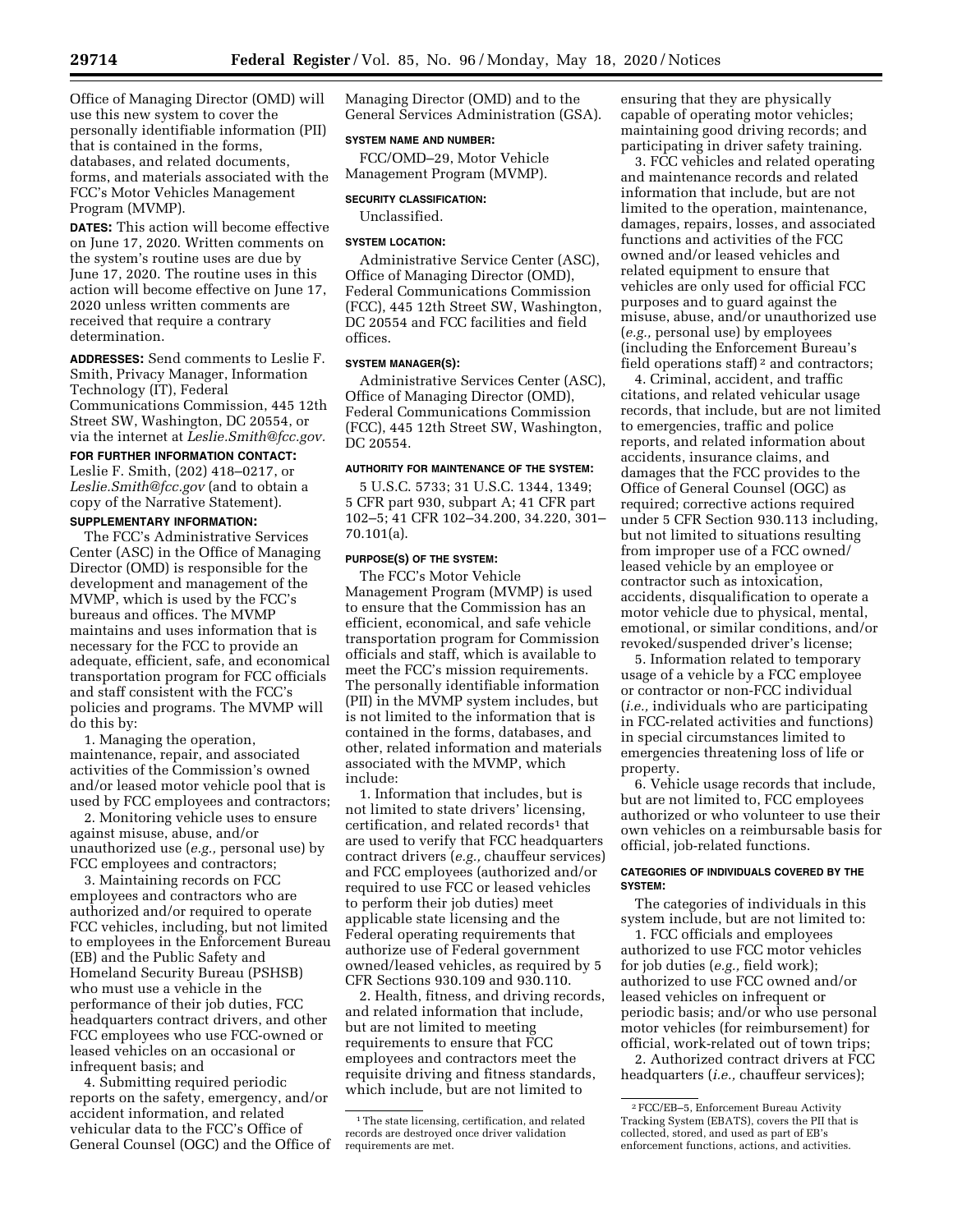Office of Managing Director (OMD) will use this new system to cover the personally identifiable information (PII) that is contained in the forms, databases, and related documents, forms, and materials associated with the FCC's Motor Vehicles Management Program (MVMP).

**DATES:** This action will become effective on June 17, 2020. Written comments on the system's routine uses are due by June 17, 2020. The routine uses in this action will become effective on June 17, 2020 unless written comments are received that require a contrary determination.

**ADDRESSES:** Send comments to Leslie F. Smith, Privacy Manager, Information Technology (IT), Federal Communications Commission, 445 12th Street SW, Washington, DC 20554, or via the internet at *Leslie.Smith@fcc.gov.*

**FOR FURTHER INFORMATION CONTACT:** Leslie F. Smith, (202) 418–0217, or *Leslie.Smith@fcc.gov* (and to obtain a copy of the Narrative Statement).

**SUPPLEMENTARY INFORMATION:**

The FCC's Administrative Services Center (ASC) in the Office of Managing Director (OMD) is responsible for the development and management of the MVMP, which is used by the FCC's bureaus and offices. The MVMP maintains and uses information that is necessary for the FCC to provide an adequate, efficient, safe, and economical transportation program for FCC officials and staff consistent with the FCC's policies and programs. The MVMP will do this by:

1. Managing the operation, maintenance, repair, and associated activities of the Commission's owned and/or leased motor vehicle pool that is used by FCC employees and contractors;

2. Monitoring vehicle uses to ensure against misuse, abuse, and/or unauthorized use (*e.g.,* personal use) by FCC employees and contractors;

3. Maintaining records on FCC employees and contractors who are authorized and/or required to operate FCC vehicles, including, but not limited to employees in the Enforcement Bureau (EB) and the Public Safety and Homeland Security Bureau (PSHSB) who must use a vehicle in the performance of their job duties, FCC headquarters contract drivers, and other FCC employees who use FCC-owned or leased vehicles on an occasional or infrequent basis; and

4. Submitting required periodic reports on the safety, emergency, and/or accident information, and related vehicular data to the FCC's Office of General Counsel (OGC) and the Office of Managing Director (OMD) and to the General Services Administration (GSA).

**SYSTEM NAME AND NUMBER:**

FCC/OMD–29, Motor Vehicle Management Program (MVMP).

**SECURITY CLASSIFICATION:**

Unclassified.

**SYSTEM LOCATION:**

Administrative Service Center (ASC), Office of Managing Director (OMD), Federal Communications Commission (FCC), 445 12th Street SW, Washington, DC 20554 and FCC facilities and field offices.

**SYSTEM MANAGER(S):**

Administrative Services Center (ASC), Office of Managing Director (OMD), Federal Communications Commission (FCC), 445 12th Street SW, Washington, DC 20554.

**AUTHORITY FOR MAINTENANCE OF THE SYSTEM:**

5 U.S.C. 5733; 31 U.S.C. 1344, 1349; 5 CFR part 930, subpart A; 41 CFR part 102–5; 41 CFR 102–34.200, 34.220, 301–70.101(a).

**PURPOSE(S) OF THE SYSTEM:**

The FCC's Motor Vehicle Management Program (MVMP) is used to ensure that the Commission has an efficient, economical, and safe vehicle transportation program for Commission officials and staff, which is available to meet the FCC's mission requirements. The personally identifiable information (PII) in the MVMP system includes, but is not limited to the information that is contained in the forms, databases, and other, related information and materials associated with the MVMP, which include:

1. Information that includes, but is not limited to state drivers' licensing, certification, and related records[1] that are used to verify that FCC headquarters contract drivers (*e.g.,* chauffeur services) and FCC employees (authorized and/or required to use FCC or leased vehicles to perform their job duties) meet applicable state licensing and the Federal operating requirements that authorize use of Federal government owned/leased vehicles, as required by 5 CFR Sections 930.109 and 930.110.

2. Health, fitness, and driving records, and related information that include, but are not limited to meeting requirements to ensure that FCC employees and contractors meet the requisite driving and fitness standards, which include, but are not limited to ensuring that they are physically capable of operating motor vehicles; maintaining good driving records; and participating in driver safety training.

3. FCC vehicles and related operating and maintenance records and related information that include, but are not limited to the operation, maintenance, damages, repairs, losses, and associated functions and activities of the FCC owned and/or leased vehicles and related equipment to ensure that vehicles are only used for official FCC purposes and to guard against the misuse, abuse, and/or unauthorized use (*e.g.,* personal use) by employees (including the Enforcement Bureau's field operations staff)[2] and contractors;

4. Criminal, accident, and traffic citations, and related vehicular usage records, that include, but are not limited to emergencies, traffic and police reports, and related information about accidents, insurance claims, and damages that the FCC provides to the Office of General Counsel (OGC) as required; corrective actions required under 5 CFR Section 930.113 including, but not limited to situations resulting from improper use of a FCC owned/leased vehicle by an employee or contractor such as intoxication, accidents, disqualification to operate a motor vehicle due to physical, mental, emotional, or similar conditions, and/or revoked/suspended driver's license;

5. Information related to temporary usage of a vehicle by a FCC employee or contractor or non-FCC individual (*i.e.,* individuals who are participating in FCC-related activities and functions) in special circumstances limited to emergencies threatening loss of life or property.

6. Vehicle usage records that include, but are not limited to, FCC employees authorized or who volunteer to use their own vehicles on a reimbursable basis for official, job-related functions.

**CATEGORIES OF INDIVIDUALS COVERED BY THE SYSTEM:**

The categories of individuals in this system include, but are not limited to:

1. FCC officials and employees authorized to use FCC motor vehicles for job duties (*e.g.,* field work); authorized to use FCC owned and/or leased vehicles on infrequent or periodic basis; and/or who use personal motor vehicles (for reimbursement) for official, work-related out of town trips;

2. Authorized contract drivers at FCC headquarters (*i.e.,* chauffeur services);

---

[1] The state licensing, certification, and related records are destroyed once driver validation requirements are met.

[2] FCC/EB–5, Enforcement Bureau Activity Tracking System (EBATS), covers the PII that is collected, stored, and used as part of EB's enforcement functions, actions, and activities.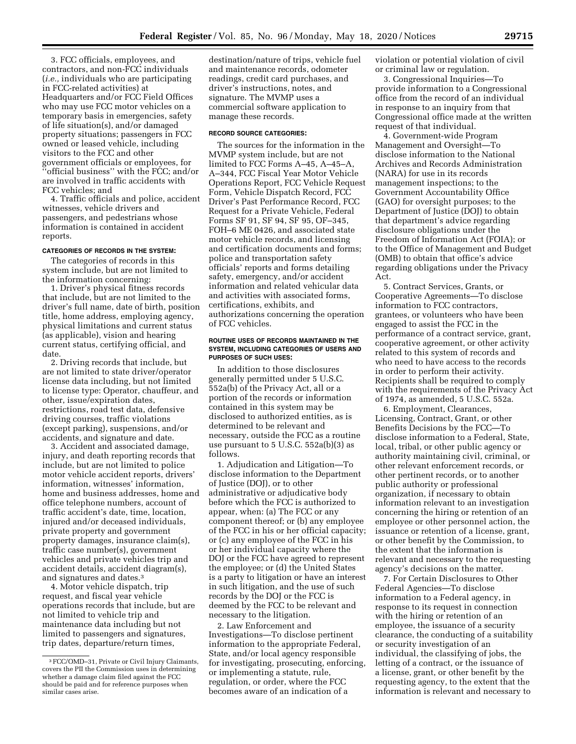3. FCC officials, employees, and contractors, and non-FCC individuals (*i.e.,* individuals who are participating in FCC-related activities) at Headquarters and/or FCC Field Offices who may use FCC motor vehicles on a temporary basis in emergencies, safety of life situation(s), and/or damaged property situations; passengers in FCC owned or leased vehicle, including visitors to the FCC and other government officials or employees, for ''official business'' with the FCC; and/or are involved in traffic accidents with FCC vehicles; and

4. Traffic officials and police, accident witnesses, vehicle drivers and passengers, and pedestrians whose information is contained in accident reports.

#### CATEGORIES OF RECORDS IN THE SYSTEM:

The categories of records in this system include, but are not limited to the information concerning:

1. Driver's physical fitness records that include, but are not limited to the driver's full name, date of birth, position title, home address, employing agency, physical limitations and current status (as applicable), vision and hearing current status, certifying official, and date.

2. Driving records that include, but are not limited to state driver/operator license data including, but not limited to license type: Operator, chauffeur, and other, issue/expiration dates, restrictions, road test data, defensive driving courses, traffic violations (except parking), suspensions, and/or accidents, and signature and date.

3. Accident and associated damage, injury, and death reporting records that include, but are not limited to police motor vehicle accident reports, drivers' information, witnesses' information, home and business addresses, home and office telephone numbers, account of traffic accident's date, time, location, injured and/or deceased individuals, private property and government property damages, insurance claim(s), traffic case number(s), government vehicles and private vehicles trip and accident details, accident diagram(s), and signatures and dates.[3]

4. Motor vehicle dispatch, trip request, and fiscal year vehicle operations records that include, but are not limited to vehicle trip and maintenance data including but not limited to passengers and signatures, trip dates, departure/return times, destination/nature of trips, vehicle fuel and maintenance records, odometer readings, credit card purchases, and driver's instructions, notes, and signature. The MVMP uses a commercial software application to manage these records.

#### RECORD SOURCE CATEGORIES:

The sources for the information in the MVMP system include, but are not limited to FCC Forms A–45, A–45–A, A–344, FCC Fiscal Year Motor Vehicle Operations Report, FCC Vehicle Request Form, Vehicle Dispatch Record, FCC Driver's Past Performance Record, FCC Request for a Private Vehicle, Federal Forms SF 91, SF 94, SF 95, OF–345, FOH–6 ME 0426, and associated state motor vehicle records, and licensing and certification documents and forms; police and transportation safety officials' reports and forms detailing safety, emergency, and/or accident information and related vehicular data and activities with associated forms, certifications, exhibits, and authorizations concerning the operation of FCC vehicles.

#### ROUTINE USES OF RECORDS MAINTAINED IN THE SYSTEM, INCLUDING CATEGORIES OF USERS AND PURPOSES OF SUCH USES:

In addition to those disclosures generally permitted under 5 U.S.C. 552a(b) of the Privacy Act, all or a portion of the records or information contained in this system may be disclosed to authorized entities, as is determined to be relevant and necessary, outside the FCC as a routine use pursuant to 5 U.S.C. 552a(b)(3) as follows.

1. Adjudication and Litigation—To disclose information to the Department of Justice (DOJ), or to other administrative or adjudicative body before which the FCC is authorized to appear, when: (a) The FCC or any component thereof; or (b) any employee of the FCC in his or her official capacity; or (c) any employee of the FCC in his or her individual capacity where the DOJ or the FCC have agreed to represent the employee; or (d) the United States is a party to litigation or have an interest in such litigation, and the use of such records by the DOJ or the FCC is deemed by the FCC to be relevant and necessary to the litigation.

2. Law Enforcement and Investigations—To disclose pertinent information to the appropriate Federal, State, and/or local agency responsible for investigating, prosecuting, enforcing, or implementing a statute, rule, regulation, or order, where the FCC becomes aware of an indication of a violation or potential violation of civil or criminal law or regulation.

3. Congressional Inquiries—To provide information to a Congressional office from the record of an individual in response to an inquiry from that Congressional office made at the written request of that individual.

4. Government-wide Program Management and Oversight—To disclose information to the National Archives and Records Administration (NARA) for use in its records management inspections; to the Government Accountability Office (GAO) for oversight purposes; to the Department of Justice (DOJ) to obtain that department's advice regarding disclosure obligations under the Freedom of Information Act (FOIA); or to the Office of Management and Budget (OMB) to obtain that office's advice regarding obligations under the Privacy Act.

5. Contract Services, Grants, or Cooperative Agreements—To disclose information to FCC contractors, grantees, or volunteers who have been engaged to assist the FCC in the performance of a contract service, grant, cooperative agreement, or other activity related to this system of records and who need to have access to the records in order to perform their activity. Recipients shall be required to comply with the requirements of the Privacy Act of 1974, as amended, 5 U.S.C. 552a.

6. Employment, Clearances, Licensing, Contract, Grant, or other Benefits Decisions by the FCC—To disclose information to a Federal, State, local, tribal, or other public agency or authority maintaining civil, criminal, or other relevant enforcement records, or other pertinent records, or to another public authority or professional organization, if necessary to obtain information relevant to an investigation concerning the hiring or retention of an employee or other personnel action, the issuance or retention of a license, grant, or other benefit by the Commission, to the extent that the information is relevant and necessary to the requesting agency's decisions on the matter.

7. For Certain Disclosures to Other Federal Agencies—To disclose information to a Federal agency, in response to its request in connection with the hiring or retention of an employee, the issuance of a security clearance, the conducting of a suitability or security investigation of an individual, the classifying of jobs, the letting of a contract, or the issuance of a license, grant, or other benefit by the requesting agency, to the extent that the information is relevant and necessary to

---

[3] FCC/OMD–31, Private or Civil Injury Claimants, covers the PII the Commission uses in determining whether a damage claim filed against the FCC should be paid and for reference purposes when similar cases arise.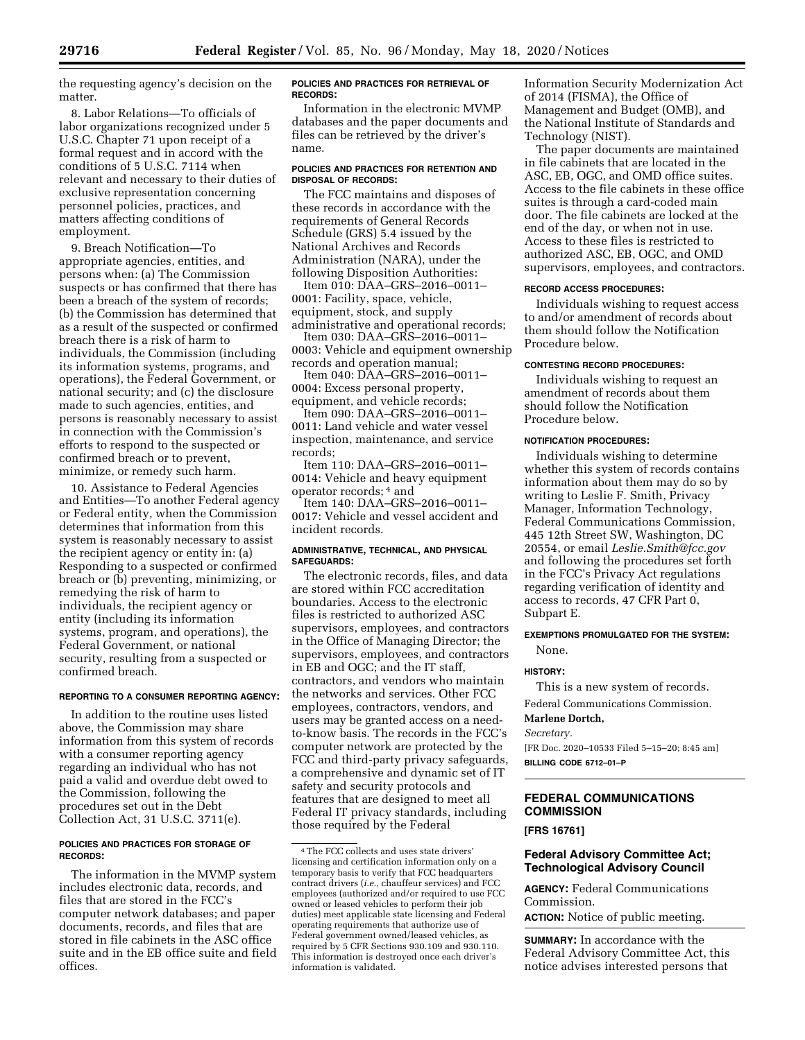the requesting agency's decision on the matter.

8. Labor Relations—To officials of labor organizations recognized under 5 U.S.C. Chapter 71 upon receipt of a formal request and in accord with the conditions of 5 U.S.C. 7114 when relevant and necessary to their duties of exclusive representation concerning personnel policies, practices, and matters affecting conditions of employment.

9. Breach Notification—To appropriate agencies, entities, and persons when: (a) The Commission suspects or has confirmed that there has been a breach of the system of records; (b) the Commission has determined that as a result of the suspected or confirmed breach there is a risk of harm to individuals, the Commission (including its information systems, programs, and operations), the Federal Government, or national security; and (c) the disclosure made to such agencies, entities, and persons is reasonably necessary to assist in connection with the Commission's efforts to respond to the suspected or confirmed breach or to prevent, minimize, or remedy such harm.

10. Assistance to Federal Agencies and Entities—To another Federal agency or Federal entity, when the Commission determines that information from this system is reasonably necessary to assist the recipient agency or entity in: (a) Responding to a suspected or confirmed breach or (b) preventing, minimizing, or remedying the risk of harm to individuals, the recipient agency or entity (including its information systems, program, and operations), the Federal Government, or national security, resulting from a suspected or confirmed breach.

#### REPORTING TO A CONSUMER REPORTING AGENCY:

In addition to the routine uses listed above, the Commission may share information from this system of records with a consumer reporting agency regarding an individual who has not paid a valid and overdue debt owed to the Commission, following the procedures set out in the Debt Collection Act, 31 U.S.C. 3711(e).

#### POLICIES AND PRACTICES FOR STORAGE OF RECORDS:

The information in the MVMP system includes electronic data, records, and files that are stored in the FCC's computer network databases; and paper documents, records, and files that are stored in file cabinets in the ASC office suite and in the EB office suite and field offices.

#### POLICIES AND PRACTICES FOR RETRIEVAL OF RECORDS:

Information in the electronic MVMP databases and the paper documents and files can be retrieved by the driver's name.

#### POLICIES AND PRACTICES FOR RETENTION AND DISPOSAL OF RECORDS:

The FCC maintains and disposes of these records in accordance with the requirements of General Records Schedule (GRS) 5.4 issued by the National Archives and Records Administration (NARA), under the following Disposition Authorities:

Item 010: DAA–GRS–2016–0011–0001: Facility, space, vehicle, equipment, stock, and supply administrative and operational records;

Item 030: DAA–GRS–2016–0011–0003: Vehicle and equipment ownership records and operation manual;

Item 040: DAA–GRS–2016–0011–0004: Excess personal property, equipment, and vehicle records;

Item 090: DAA–GRS–2016–0011–0011: Land vehicle and water vessel inspection, maintenance, and service records;

Item 110: DAA–GRS–2016–0011–0014: Vehicle and heavy equipment operator records; [4] and

Item 140: DAA–GRS–2016–0011–0017: Vehicle and vessel accident and incident records.

#### ADMINISTRATIVE, TECHNICAL, AND PHYSICAL SAFEGUARDS:

The electronic records, files, and data are stored within FCC accreditation boundaries. Access to the electronic files is restricted to authorized ASC supervisors, employees, and contractors in the Office of Managing Director; the supervisors, employees, and contractors in EB and OGC; and the IT staff, contractors, and vendors who maintain the networks and services. Other FCC employees, contractors, vendors, and users may be granted access on a need-to-know basis. The records in the FCC's computer network are protected by the FCC and third-party privacy safeguards, a comprehensive and dynamic set of IT safety and security protocols and features that are designed to meet all Federal IT privacy standards, including those required by the Federal Information Security Modernization Act of 2014 (FISMA), the Office of Management and Budget (OMB), and the National Institute of Standards and Technology (NIST).

The paper documents are maintained in file cabinets that are located in the ASC, EB, OGC, and OMD office suites. Access to the file cabinets in these office suites is through a card-coded main door. The file cabinets are locked at the end of the day, or when not in use. Access to these files is restricted to authorized ASC, EB, OGC, and OMD supervisors, employees, and contractors.

#### RECORD ACCESS PROCEDURES:

Individuals wishing to request access to and/or amendment of records about them should follow the Notification Procedure below.

#### CONTESTING RECORD PROCEDURES:

Individuals wishing to request an amendment of records about them should follow the Notification Procedure below.

#### NOTIFICATION PROCEDURES:

Individuals wishing to determine whether this system of records contains information about them may do so by writing to Leslie F. Smith, Privacy Manager, Information Technology, Federal Communications Commission, 445 12th Street SW, Washington, DC 20554, or email *Leslie.Smith@fcc.gov* and following the procedures set forth in the FCC's Privacy Act regulations regarding verification of identity and access to records, 47 CFR Part 0, Subpart E.

#### EXEMPTIONS PROMULGATED FOR THE SYSTEM:

None.

#### HISTORY:

This is a new system of records.

Federal Communications Commission.

**Marlene Dortch,**

*Secretary.*

[FR Doc. 2020–10533 Filed 5–15–20; 8:45 am]

**BILLING CODE 6712–01–P**

[4] The FCC collects and uses state drivers' licensing and certification information only on a temporary basis to verify that FCC headquarters contract drivers (*i.e.,* chauffeur services) and FCC employees (authorized and/or required to use FCC owned or leased vehicles to perform their job duties) meet applicable state licensing and Federal operating requirements that authorize use of Federal government owned/leased vehicles, as required by 5 CFR Sections 930.109 and 930.110. This information is destroyed once each driver's information is validated.

---

## FEDERAL COMMUNICATIONS COMMISSION

**[FRS 16761]**

## Federal Advisory Committee Act; Technological Advisory Council

**AGENCY:** Federal Communications Commission.

**ACTION:** Notice of public meeting.

**SUMMARY:** In accordance with the Federal Advisory Committee Act, this notice advises interested persons that